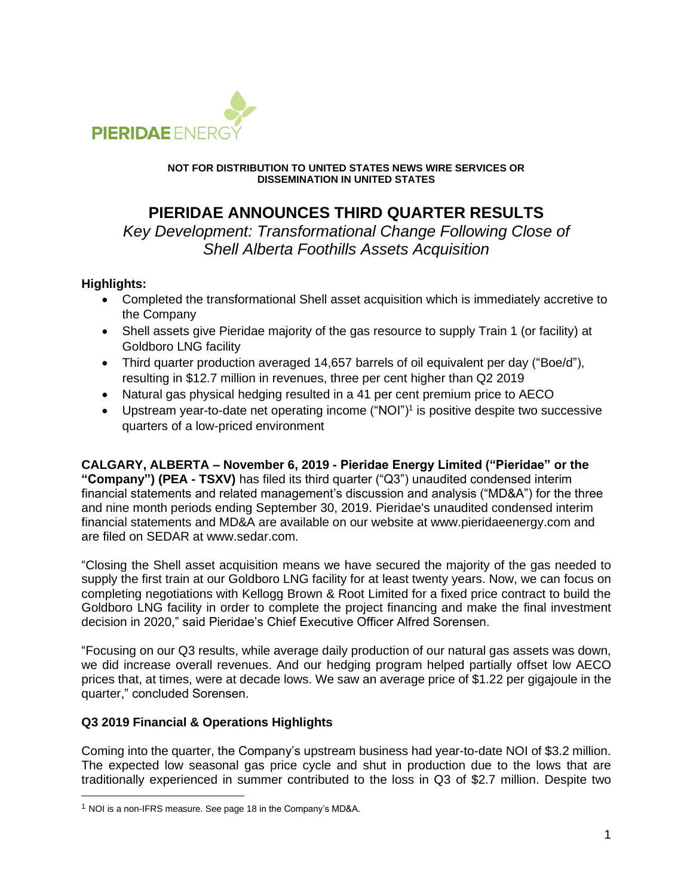**NOT FOR DISTRIBUTION TO UNITED STATES NEWS WIRE SERVICES OR DISSEMINATION IN UNITED STATES**

# PIERIDAE ANNOUNCES THIRD QUARTER RESULTS

*Key Development: Transformational Change Following Close of Shell Alberta Foothills Assets Acquisition*

**Highlights:**

- Completed the transformational Shell asset acquisition which is immediately accretive to the Company
- Shell assets give Pieridae majority of the gas resource to supply Train 1 (or facility) at Goldboro LNG facility
- Third quarter production averaged 14,657 barrels of oil equivalent per day ("Boe/d"), resulting in $12.7 million in revenues, three per cent higher than Q2 2019
- Natural gas physical hedging resulted in a 41 per cent premium price to AECO
- Upstream year-to-date net operating income ("NOI")[1] is positive despite two successive quarters of a low-priced environment

**CALGARY, ALBERTA – November 6, 2019 - Pieridae Energy Limited ("Pieridae" or the "Company") (PEA - TSXV)** has filed its third quarter ("Q3") unaudited condensed interim financial statements and related management's discussion and analysis ("MD&A") for the three and nine month periods ending September 30, 2019. Pieridae's unaudited condensed interim financial statements and MD&A are available on our website at www.pieridaeenergy.com and are filed on SEDAR at www.sedar.com.

"Closing the Shell asset acquisition means we have secured the majority of the gas needed to supply the first train at our Goldboro LNG facility for at least twenty years. Now, we can focus on completing negotiations with Kellogg Brown & Root Limited for a fixed price contract to build the Goldboro LNG facility in order to complete the project financing and make the final investment decision in 2020," said Pieridae's Chief Executive Officer Alfred Sorensen.

"Focusing on our Q3 results, while average daily production of our natural gas assets was down, we did increase overall revenues. And our hedging program helped partially offset low AECO prices that, at times, were at decade lows. We saw an average price of $1.22 per gigajoule in the quarter," concluded Sorensen.

## Q3 2019 Financial & Operations Highlights

Coming into the quarter, the Company's upstream business had year-to-date NOI of $3.2 million. The expected low seasonal gas price cycle and shut in production due to the lows that are traditionally experienced in summer contributed to the loss in Q3 of $2.7 million. Despite two

[1] NOI is a non-IFRS measure. See page 18 in the Company's MD&A.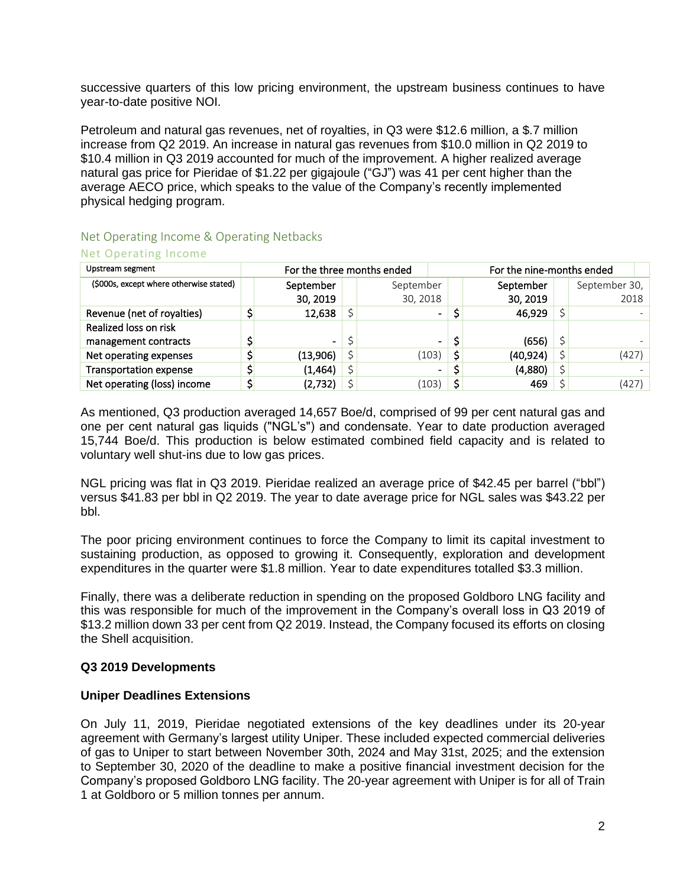successive quarters of this low pricing environment, the upstream business continues to have year-to-date positive NOI.

Petroleum and natural gas revenues, net of royalties, in Q3 were $12.6 million, a $.7 million increase from Q2 2019. An increase in natural gas revenues from $10.0 million in Q2 2019 to $10.4 million in Q3 2019 accounted for much of the improvement. A higher realized average natural gas price for Pieridae of $1.22 per gigajoule ("GJ") was 41 per cent higher than the average AECO price, which speaks to the value of the Company's recently implemented physical hedging program.

## Net Operating Income & Operating Netbacks

### Net Operating Income

| Upstream segment | For the three months ended | | For the nine-months ended | |
|---|---|---|---|---|
| ($000s, except where otherwise stated) | September 30, 2019 | September 30, 2018 | September 30, 2019 | September 30, 2018 |
| Revenue (net of royalties) | $ 12,638 | $ - | $ 46,929 | $ - |
| Realized loss on risk management contracts | $ - | $ - | $ (656) | $ - |
| Net operating expenses | $ (13,906) | $ (103) | $ (40,924) | $ (427) |
| Transportation expense | $ (1,464) | $ - | $ (4,880) | $ - |
| Net operating (loss) income | $ (2,732) | $ (103) | $ 469 | $ (427) |

As mentioned, Q3 production averaged 14,657 Boe/d, comprised of 99 per cent natural gas and one per cent natural gas liquids ("NGL's") and condensate. Year to date production averaged 15,744 Boe/d. This production is below estimated combined field capacity and is related to voluntary well shut-ins due to low gas prices.

NGL pricing was flat in Q3 2019. Pieridae realized an average price of $42.45 per barrel ("bbl") versus $41.83 per bbl in Q2 2019. The year to date average price for NGL sales was $43.22 per bbl.

The poor pricing environment continues to force the Company to limit its capital investment to sustaining production, as opposed to growing it. Consequently, exploration and development expenditures in the quarter were $1.8 million. Year to date expenditures totalled $3.3 million.

Finally, there was a deliberate reduction in spending on the proposed Goldboro LNG facility and this was responsible for much of the improvement in the Company's overall loss in Q3 2019 of $13.2 million down 33 per cent from Q2 2019. Instead, the Company focused its efforts on closing the Shell acquisition.

**Q3 2019 Developments**

**Uniper Deadlines Extensions**

On July 11, 2019, Pieridae negotiated extensions of the key deadlines under its 20-year agreement with Germany's largest utility Uniper. These included expected commercial deliveries of gas to Uniper to start between November 30th, 2024 and May 31st, 2025; and the extension to September 30, 2020 of the deadline to make a positive financial investment decision for the Company's proposed Goldboro LNG facility. The 20-year agreement with Uniper is for all of Train 1 at Goldboro or 5 million tonnes per annum.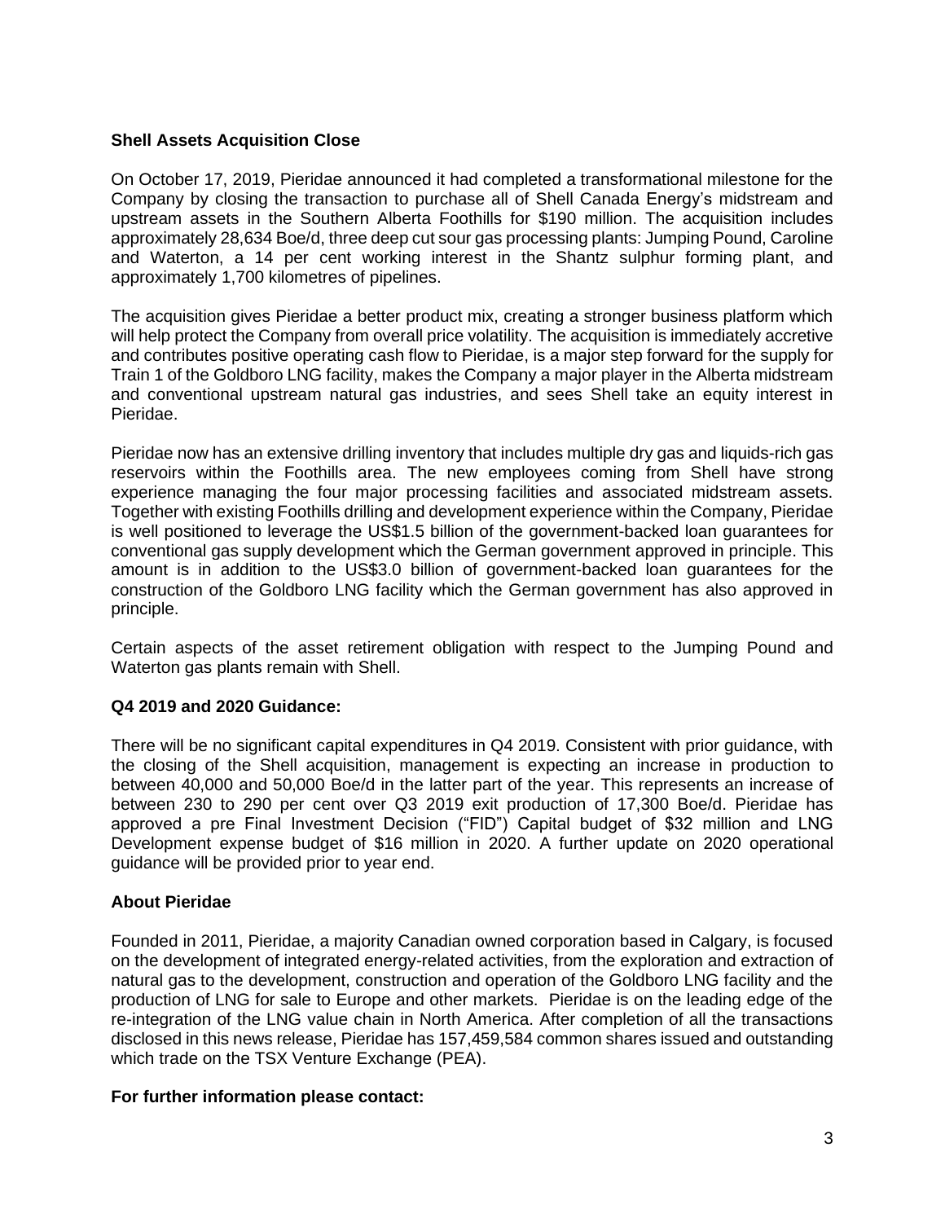**Shell Assets Acquisition Close**

On October 17, 2019, Pieridae announced it had completed a transformational milestone for the Company by closing the transaction to purchase all of Shell Canada Energy's midstream and upstream assets in the Southern Alberta Foothills for $190 million. The acquisition includes approximately 28,634 Boe/d, three deep cut sour gas processing plants: Jumping Pound, Caroline and Waterton, a 14 per cent working interest in the Shantz sulphur forming plant, and approximately 1,700 kilometres of pipelines.

The acquisition gives Pieridae a better product mix, creating a stronger business platform which will help protect the Company from overall price volatility. The acquisition is immediately accretive and contributes positive operating cash flow to Pieridae, is a major step forward for the supply for Train 1 of the Goldboro LNG facility, makes the Company a major player in the Alberta midstream and conventional upstream natural gas industries, and sees Shell take an equity interest in Pieridae.

Pieridae now has an extensive drilling inventory that includes multiple dry gas and liquids-rich gas reservoirs within the Foothills area. The new employees coming from Shell have strong experience managing the four major processing facilities and associated midstream assets. Together with existing Foothills drilling and development experience within the Company, Pieridae is well positioned to leverage the US$1.5 billion of the government-backed loan guarantees for conventional gas supply development which the German government approved in principle. This amount is in addition to the US$3.0 billion of government-backed loan guarantees for the construction of the Goldboro LNG facility which the German government has also approved in principle.

Certain aspects of the asset retirement obligation with respect to the Jumping Pound and Waterton gas plants remain with Shell.

**Q4 2019 and 2020 Guidance:**

There will be no significant capital expenditures in Q4 2019. Consistent with prior guidance, with the closing of the Shell acquisition, management is expecting an increase in production to between 40,000 and 50,000 Boe/d in the latter part of the year. This represents an increase of between 230 to 290 per cent over Q3 2019 exit production of 17,300 Boe/d. Pieridae has approved a pre Final Investment Decision ("FID") Capital budget of $32 million and LNG Development expense budget of $16 million in 2020. A further update on 2020 operational guidance will be provided prior to year end.

**About Pieridae**

Founded in 2011, Pieridae, a majority Canadian owned corporation based in Calgary, is focused on the development of integrated energy-related activities, from the exploration and extraction of natural gas to the development, construction and operation of the Goldboro LNG facility and the production of LNG for sale to Europe and other markets. Pieridae is on the leading edge of the re-integration of the LNG value chain in North America. After completion of all the transactions disclosed in this news release, Pieridae has 157,459,584 common shares issued and outstanding which trade on the TSX Venture Exchange (PEA).

**For further information please contact:**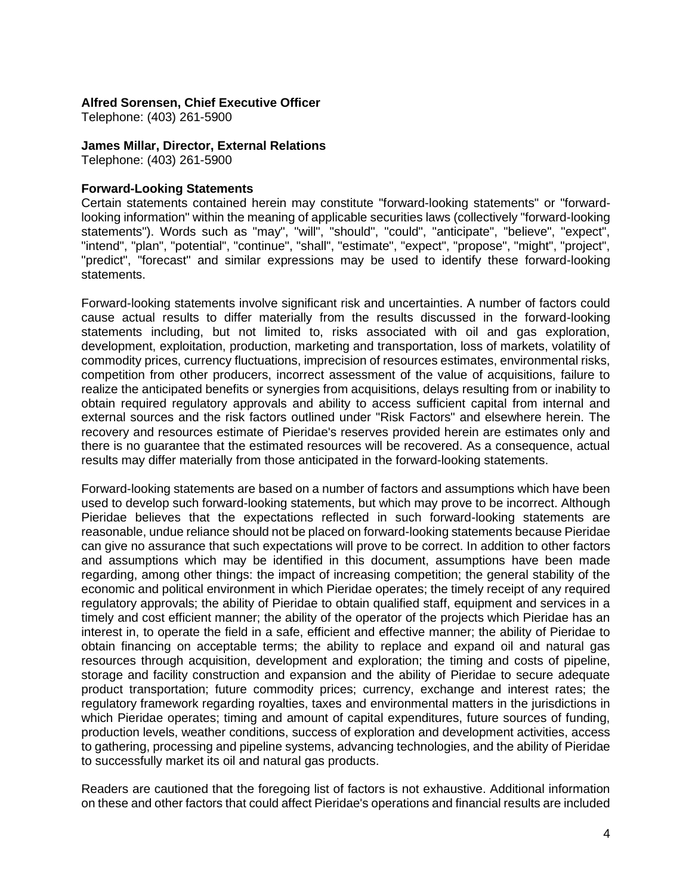**Alfred Sorensen, Chief Executive Officer**
Telephone: (403) 261-5900

**James Millar, Director, External Relations**
Telephone: (403) 261-5900

**Forward-Looking Statements**
Certain statements contained herein may constitute "forward-looking statements" or "forward-looking information" within the meaning of applicable securities laws (collectively "forward-looking statements"). Words such as "may", "will", "should", "could", "anticipate", "believe", "expect", "intend", "plan", "potential", "continue", "shall", "estimate", "expect", "propose", "might", "project", "predict", "forecast" and similar expressions may be used to identify these forward-looking statements.

Forward-looking statements involve significant risk and uncertainties. A number of factors could cause actual results to differ materially from the results discussed in the forward-looking statements including, but not limited to, risks associated with oil and gas exploration, development, exploitation, production, marketing and transportation, loss of markets, volatility of commodity prices, currency fluctuations, imprecision of resources estimates, environmental risks, competition from other producers, incorrect assessment of the value of acquisitions, failure to realize the anticipated benefits or synergies from acquisitions, delays resulting from or inability to obtain required regulatory approvals and ability to access sufficient capital from internal and external sources and the risk factors outlined under "Risk Factors" and elsewhere herein. The recovery and resources estimate of Pieridae's reserves provided herein are estimates only and there is no guarantee that the estimated resources will be recovered. As a consequence, actual results may differ materially from those anticipated in the forward-looking statements.

Forward-looking statements are based on a number of factors and assumptions which have been used to develop such forward-looking statements, but which may prove to be incorrect. Although Pieridae believes that the expectations reflected in such forward-looking statements are reasonable, undue reliance should not be placed on forward-looking statements because Pieridae can give no assurance that such expectations will prove to be correct. In addition to other factors and assumptions which may be identified in this document, assumptions have been made regarding, among other things: the impact of increasing competition; the general stability of the economic and political environment in which Pieridae operates; the timely receipt of any required regulatory approvals; the ability of Pieridae to obtain qualified staff, equipment and services in a timely and cost efficient manner; the ability of the operator of the projects which Pieridae has an interest in, to operate the field in a safe, efficient and effective manner; the ability of Pieridae to obtain financing on acceptable terms; the ability to replace and expand oil and natural gas resources through acquisition, development and exploration; the timing and costs of pipeline, storage and facility construction and expansion and the ability of Pieridae to secure adequate product transportation; future commodity prices; currency, exchange and interest rates; the regulatory framework regarding royalties, taxes and environmental matters in the jurisdictions in which Pieridae operates; timing and amount of capital expenditures, future sources of funding, production levels, weather conditions, success of exploration and development activities, access to gathering, processing and pipeline systems, advancing technologies, and the ability of Pieridae to successfully market its oil and natural gas products.

Readers are cautioned that the foregoing list of factors is not exhaustive. Additional information on these and other factors that could affect Pieridae's operations and financial results are included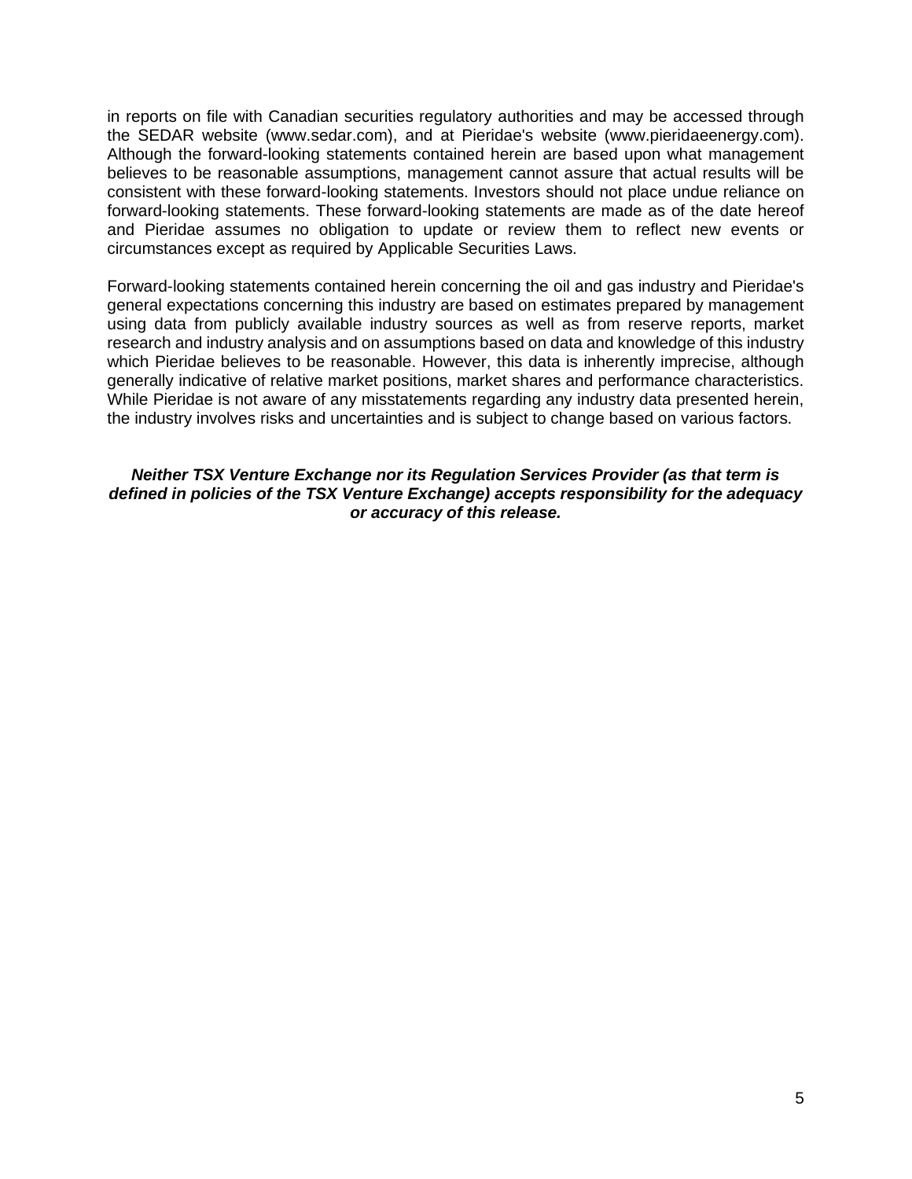in reports on file with Canadian securities regulatory authorities and may be accessed through the SEDAR website (www.sedar.com), and at Pieridae's website (www.pieridaeenergy.com). Although the forward-looking statements contained herein are based upon what management believes to be reasonable assumptions, management cannot assure that actual results will be consistent with these forward-looking statements. Investors should not place undue reliance on forward-looking statements. These forward-looking statements are made as of the date hereof and Pieridae assumes no obligation to update or review them to reflect new events or circumstances except as required by Applicable Securities Laws.

Forward-looking statements contained herein concerning the oil and gas industry and Pieridae's general expectations concerning this industry are based on estimates prepared by management using data from publicly available industry sources as well as from reserve reports, market research and industry analysis and on assumptions based on data and knowledge of this industry which Pieridae believes to be reasonable. However, this data is inherently imprecise, although generally indicative of relative market positions, market shares and performance characteristics. While Pieridae is not aware of any misstatements regarding any industry data presented herein, the industry involves risks and uncertainties and is subject to change based on various factors.

***Neither TSX Venture Exchange nor its Regulation Services Provider (as that term is defined in policies of the TSX Venture Exchange) accepts responsibility for the adequacy or accuracy of this release.***